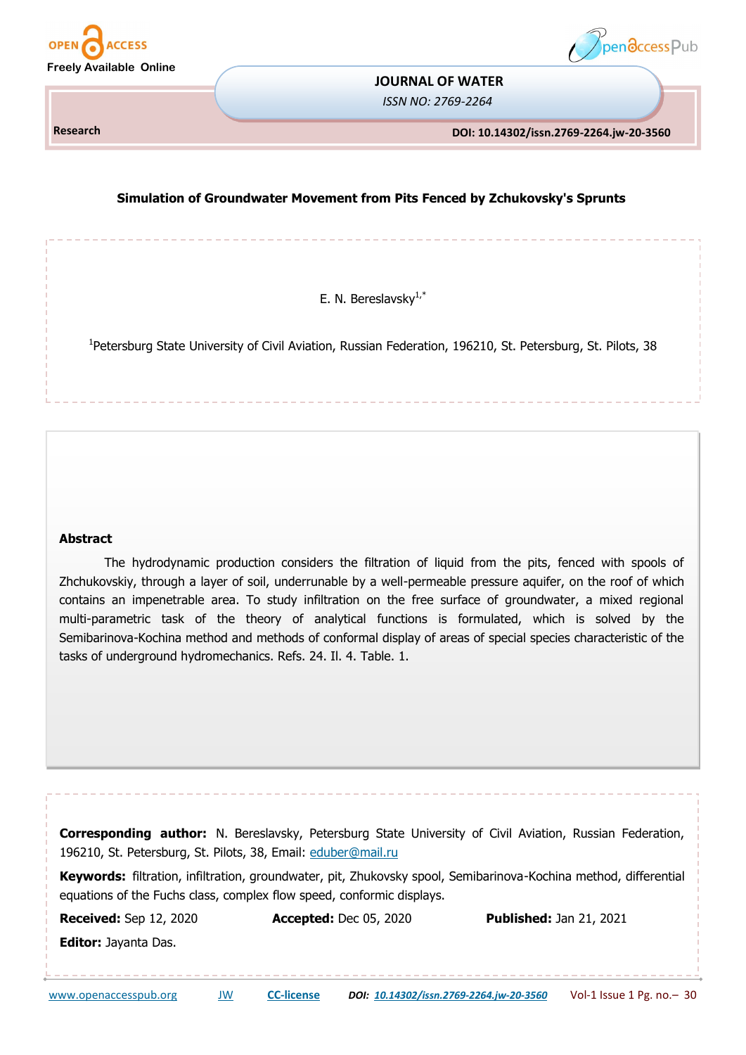JOURNAL OF WATER

*ISSN NO: 2769-2264*

Research

DOI: 10.14302/issn.2769-2264.jw-20-3560

# Simulation of Groundwater Movement from Pits Fenced by Zchukovsky's Sprunts

E. N. Bereslavsky[1,*]

[1]Petersburg State University of Civil Aviation, Russian Federation, 196210, St. Petersburg, St. Pilots, 38

## Abstract

The hydrodynamic production considers the filtration of liquid from the pits, fenced with spools of Zhchukovskiy, through a layer of soil, underrunable by a well-permeable pressure aquifer, on the roof of which contains an impenetrable area. To study infiltration on the free surface of groundwater, a mixed regional multi-parametric task of the theory of analytical functions is formulated, which is solved by the Semibarinova-Kochina method and methods of conformal display of areas of special species characteristic of the tasks of underground hydromechanics. Refs. 24. Il. 4. Table. 1.

**Corresponding author:** N. Bereslavsky, Petersburg State University of Civil Aviation, Russian Federation, 196210, St. Petersburg, St. Pilots, 38, Email: eduber@mail.ru

**Keywords:** filtration, infiltration, groundwater, pit, Zhukovsky spool, Semibarinova-Kochina method, differential equations of the Fuchs class, complex flow speed, conformic displays.

**Received:** Sep 12, 2020 **Accepted:** Dec 05, 2020 **Published:** Jan 21, 2021

**Editor:** Jayanta Das.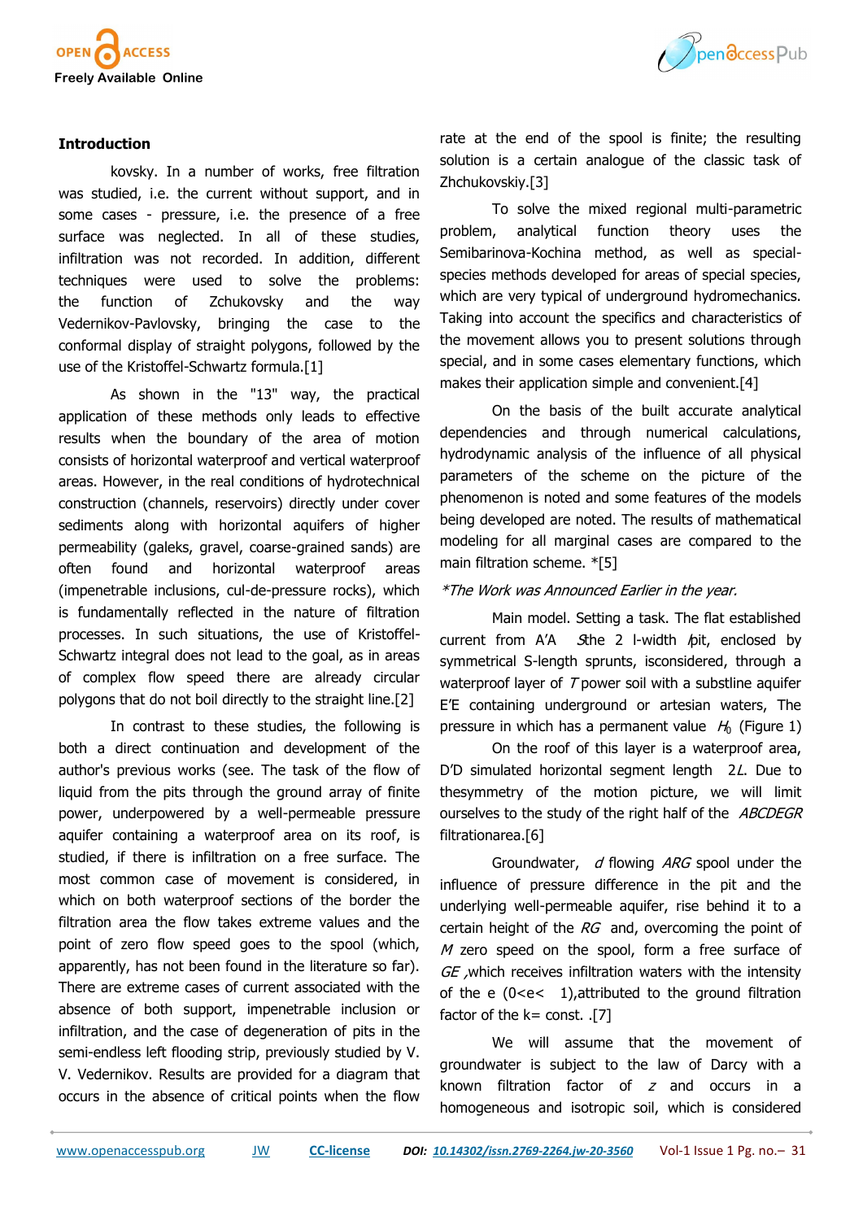## Introduction

kovsky. In a number of works, free filtration was studied, i.e. the current without support, and in some cases - pressure, i.e. the presence of a free surface was neglected. In all of these studies, infiltration was not recorded. In addition, different techniques were used to solve the problems: the function of Zchukovsky and the way Vedernikov-Pavlovsky, bringing the case to the conformal display of straight polygons, followed by the use of the Kristoffel-Schwartz formula.[1]

As shown in the "13" way, the practical application of these methods only leads to effective results when the boundary of the area of motion consists of horizontal waterproof and vertical waterproof areas. However, in the real conditions of hydrotechnical construction (channels, reservoirs) directly under cover sediments along with horizontal aquifers of higher permeability (galeks, gravel, coarse-grained sands) are often found and horizontal waterproof areas (impenetrable inclusions, cul-de-pressure rocks), which is fundamentally reflected in the nature of filtration processes. In such situations, the use of Kristoffel-Schwartz integral does not lead to the goal, as in areas of complex flow speed there are already circular polygons that do not boil directly to the straight line.[2]

In contrast to these studies, the following is both a direct continuation and development of the author's previous works (see. The task of the flow of liquid from the pits through the ground array of finite power, underpowered by a well-permeable pressure aquifer containing a waterproof area on its roof, is studied, if there is infiltration on a free surface. The most common case of movement is considered, in which on both waterproof sections of the border the filtration area the flow takes extreme values and the point of zero flow speed goes to the spool (which, apparently, has not been found in the literature so far). There are extreme cases of current associated with the absence of both support, impenetrable inclusion or infiltration, and the case of degeneration of pits in the semi-endless left flooding strip, previously studied by V. V. Vedernikov. Results are provided for a diagram that occurs in the absence of critical points when the flow rate at the end of the spool is finite; the resulting solution is a certain analogue of the classic task of Zhchukovskiy.[3]

To solve the mixed regional multi-parametric problem, analytical function theory uses the Semibarinova-Kochina method, as well as special-species methods developed for areas of special species, which are very typical of underground hydromechanics. Taking into account the specifics and characteristics of the movement allows you to present solutions through special, and in some cases elementary functions, which makes their application simple and convenient.[4]

On the basis of the built accurate analytical dependencies and through numerical calculations, hydrodynamic analysis of the influence of all physical parameters of the scheme on the picture of the phenomenon is noted and some features of the models being developed are noted. The results of mathematical modeling for all marginal cases are compared to the main filtration scheme. *[5]

*\*The Work was Announced Earlier in the year.*

Main model. Setting a task. The flat established current from A'A *S*the 2 l-width *l*pit, enclosed by symmetrical S-length sprunts, isconsidered, through a waterproof layer of *T* power soil with a substline aquifer E'E containing underground or artesian waters, The pressure in which has a permanent value $H_0$ (Figure 1)

On the roof of this layer is a waterproof area, D'D simulated horizontal segment length $2L$. Due to thesymmetry of the motion picture, we will limit ourselves to the study of the right half of the *ABCDEGR* filtrationarea.[6]

Groundwater, *d* flowing *ARG* spool under the influence of pressure difference in the pit and the underlying well-permeable aquifer, rise behind it to a certain height of the *RG* and, overcoming the point of *M* zero speed on the spool, form a free surface of *GE* ,which receives infiltration waters with the intensity of the e (0<e< 1),attributed to the ground filtration factor of the k= const. .[7]

We will assume that the movement of groundwater is subject to the law of Darcy with a known filtration factor of *z* and occurs in a homogeneous and isotropic soil, which is considered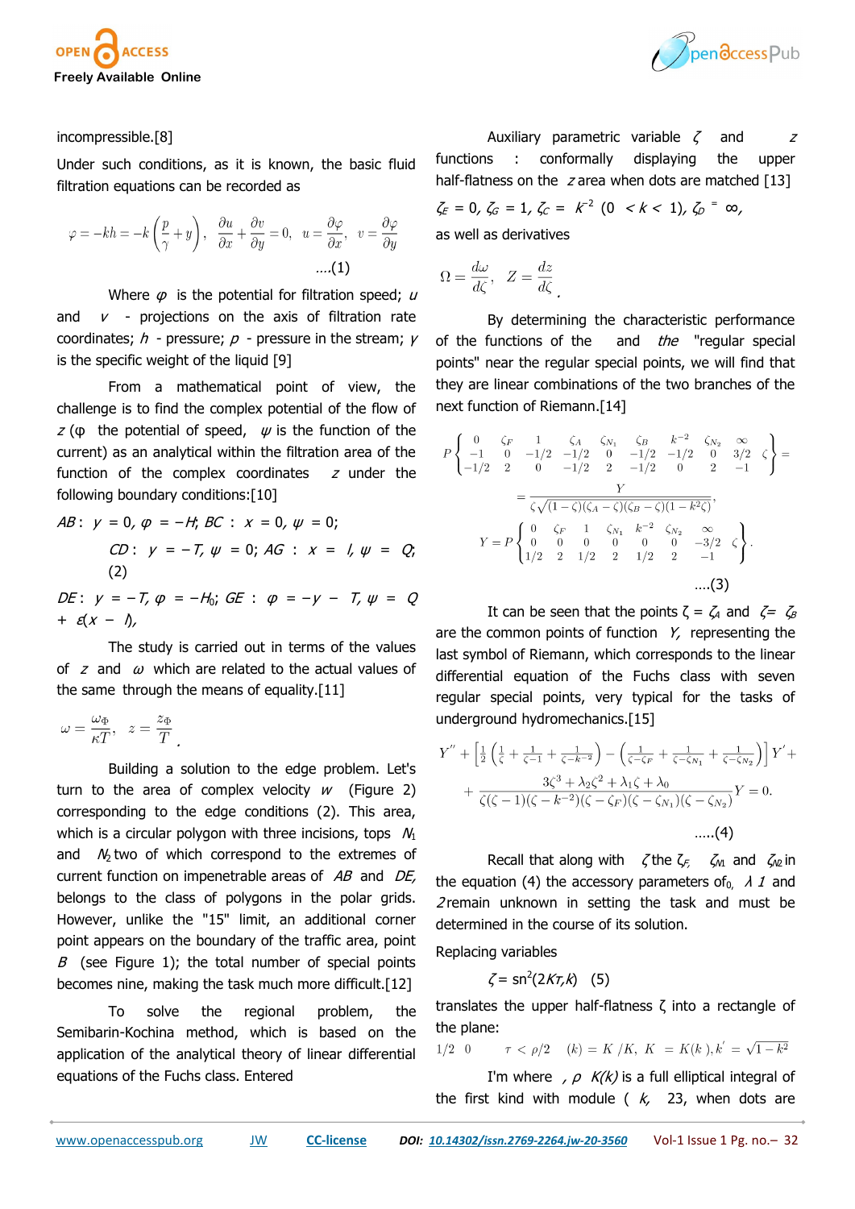incompressible.[8]

Under such conditions, as it is known, the basic fluid filtration equations can be recorded as

$$\varphi = -kh = -k\left(\frac{p}{\gamma} + y\right), \quad \frac{\partial u}{\partial x} + \frac{\partial v}{\partial y} = 0, \quad u = \frac{\partial \varphi}{\partial x}, \quad v = \frac{\partial \varphi}{\partial y} \qquad ....(1)$$

Where $\varphi$ is the potential for filtration speed; $u$ and $v$ - projections on the axis of filtration rate coordinates; $h$ - pressure; $p$ - pressure in the stream; $\gamma$ is the specific weight of the liquid [9]

From a mathematical point of view, the challenge is to find the complex potential of the flow of $z$ ($\varphi$ the potential of speed, $\psi$ is the function of the current) as an analytical within the filtration area of the function of the complex coordinates $z$ under the following boundary conditions:[10]

$AB$: $y = 0$, $\varphi = -H$; $BC$ : $x = 0$, $\psi = 0$;

$CD$: $y = -T$, $\psi = 0$; $AG$ : $x = l$, $\psi = Q$; (2)

$DE$: $y = -T$, $\varphi = -H_0$; $GE$ : $\varphi = -y - T$, $\psi = Q + \varepsilon(x - l)$,

The study is carried out in terms of the values of $z$ and $\omega$ which are related to the actual values of the same through the means of equality.[11]

$$\omega = \frac{\omega_\Phi}{\kappa T}, \quad z = \frac{z_\Phi}{T}.$$

Building a solution to the edge problem. Let's turn to the area of complex velocity $w$ (Figure 2) corresponding to the edge conditions (2). This area, which is a circular polygon with three incisions, tops $N_1$ and $N_2$ two of which correspond to the extremes of current function on impenetrable areas of $AB$ and $DE$, belongs to the class of polygons in the polar grids. However, unlike the "15" limit, an additional corner point appears on the boundary of the traffic area, point $B$ (see Figure 1); the total number of special points becomes nine, making the task much more difficult.[12]

To solve the regional problem, the Semibarin-Kochina method, which is based on the application of the analytical theory of linear differential equations of the Fuchs class. Entered

Auxiliary parametric variable $\zeta$ and $z$ functions : conformally displaying the upper half-flatness on the $z$ area when dots are matched [13]

$\zeta_E = 0$, $\zeta_G = 1$, $\zeta_C = k^{-2}$ $(0 < k < 1)$, $\zeta_D = \infty$,

as well as derivatives

$$\Omega = \frac{d\omega}{d\zeta}, \quad Z = \frac{dz}{d\zeta}.$$

By determining the characteristic performance of the functions of the and the "regular special points" near the regular special points, we will find that they are linear combinations of the two branches of the next function of Riemann.[14]

$$P\begin{Bmatrix} 0 & \zeta_F & 1 & \zeta_A & \zeta_{N_1} & \zeta_B & k^{-2} & \zeta_{N_2} & \infty \\ -1 & 0 & -1/2 & -1/2 & 0 & -1/2 & -1/2 & 0 & 3/2 & \zeta \\ -1/2 & 2 & 0 & -1/2 & 2 & -1/2 & 0 & 2 & -1 \end{Bmatrix} =$$

$$= \frac{Y}{\zeta\sqrt{(1-\zeta)(\zeta_A-\zeta)(\zeta_B-\zeta)(1-k^2\zeta)}},$$

$$Y = P\begin{Bmatrix} 0 & \zeta_F & 1 & \zeta_{N_1} & k^{-2} & \zeta_{N_2} & \infty \\ 0 & 0 & 0 & 0 & 0 & 0 & -3/2 & \zeta \\ 1/2 & 2 & 1/2 & 2 & 1/2 & 2 & -1 \end{Bmatrix}. \qquad ....(3)$$

It can be seen that the points $\zeta = \zeta_A$ and $\zeta = \zeta_B$ are the common points of function $Y$, representing the last symbol of Riemann, which corresponds to the linear differential equation of the Fuchs class with seven regular special points, very typical for the tasks of underground hydromechanics.[15]

$$Y'' + \left[\frac{1}{2}\left(\frac{1}{\zeta} + \frac{1}{\zeta-1} + \frac{1}{\zeta-k^{-2}}\right) - \left(\frac{1}{\zeta-\zeta_F} + \frac{1}{\zeta-\zeta_{N_1}} + \frac{1}{\zeta-\zeta_{N_2}}\right)\right]Y' +$$

$$+ \frac{3\zeta^3 + \lambda_2\zeta^2 + \lambda_1\zeta + \lambda_0}{\zeta(\zeta-1)(\zeta-k^{-2})(\zeta-\zeta_F)(\zeta-\zeta_{N_1})(\zeta-\zeta_{N_2})}Y = 0. \qquad .....(4)$$

Recall that along with $\zeta$ the $\zeta_F$, $\zeta_{M1}$ and $\zeta_{N2}$ in the equation (4) the accessory parameters of$_0$, $\lambda$ 1 and 2remain unknown in setting the task and must be determined in the course of its solution.

Replacing variables

$\zeta = \mathrm{sn}^2(2K\tau, k)$ (5)

translates the upper half-flatness $\zeta$ into a rectangle of the plane:

$1/2 \quad 0 \qquad \tau < \rho/2 \quad (k) = K'/K, \ K = K(k), k' = \sqrt{1-k^2}$

I'm where , $\rho$ $K(k)$ is a full elliptical integral of the first kind with module ( $k$, 23, when dots are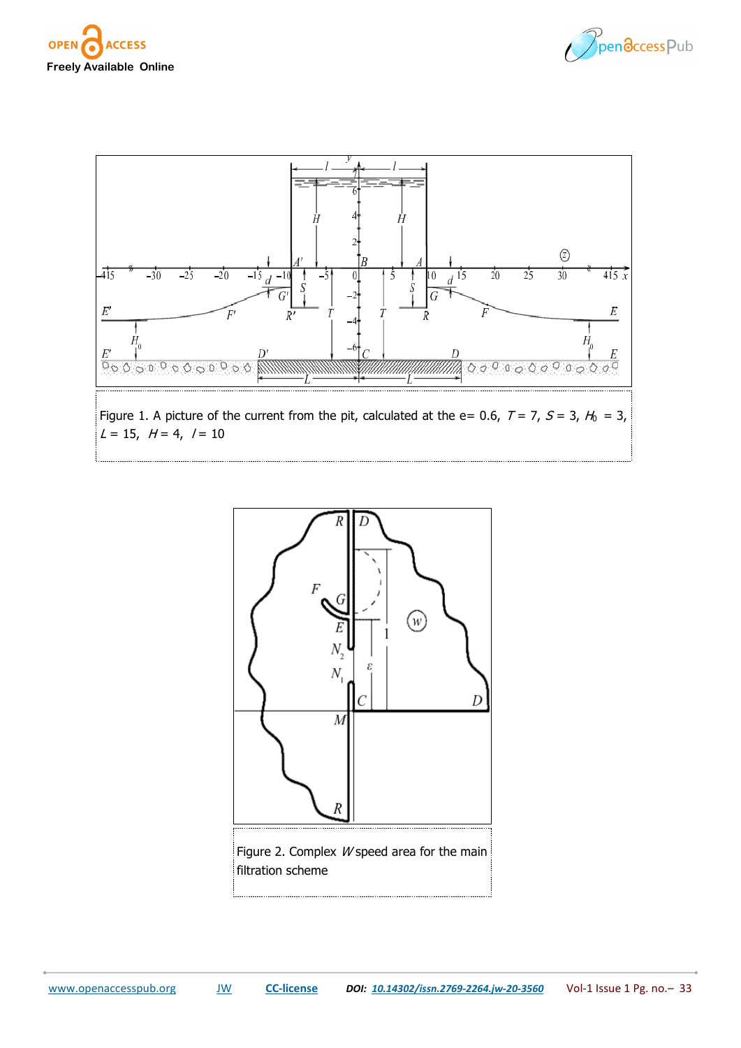Figure 1. A picture of the current from the pit, calculated at the e= 0.6, $T$ = 7, $S$ = 3, $H_0$ = 3, $L$ = 15, $H$ = 4, $l$ = 10

Figure 2. Complex $W$ speed area for the main filtration scheme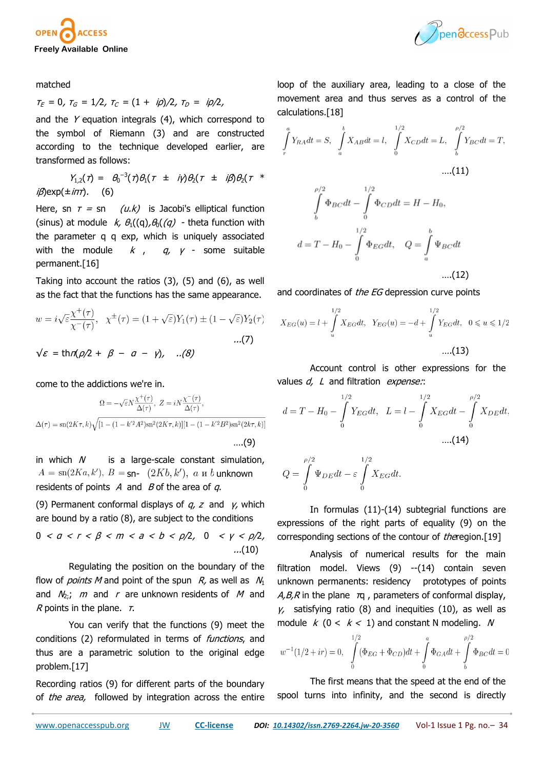matched

$\tau_E = 0$, $\tau_G = 1/2$, $\tau_C = (1 + i\rho)/2$, $\tau_D = i\rho/2$,

and the $Y$ equation integrals (4), which correspond to the symbol of Riemann (3) and are constructed according to the technique developed earlier, are transformed as follows:

$Y_{1,2}(\tau) = \theta_0^{-3}(\tau)\theta_1(\tau \pm i\gamma)\theta_2(\tau \pm i\beta)\theta_2(\tau * i\beta)\exp(\pm i\pi\tau)$. (6)

Here, sn $\tau$ = sn *(u.k)* is Jacobi's elliptical function (sinus) at module $k$, $\theta_1((q), \theta_0((q)$ - theta function with the parameter q q exp, which is uniquely associated with the module $k$, $q$, $\gamma$ - some suitable permanent.[16]

Taking into account the ratios (3), (5) and (6), as well as the fact that the functions has the same appearance.

$$w = i\sqrt{\varepsilon}\frac{\chi^{+}(\tau)}{\chi^{-}(\tau)}, \quad \chi^{\pm}(\tau) = (1+\sqrt{\varepsilon})Y_1(\tau) \pm (1-\sqrt{\varepsilon})Y_2(\tau) \quad ...(7)$$

$\sqrt{\varepsilon}$ = th$\pi$($\rho$/2 + $\beta$ − $\alpha$ − $\gamma$), ..(8)

come to the addictions we're in.

$$\Omega = -\sqrt{\varepsilon}N\frac{\chi^{+}(\tau)}{\Delta(\tau)}, \; Z = iN\frac{\chi^{-}(\tau)}{\Delta(\tau)},$$

$$\Delta(\tau) = \text{sn}(2K\tau, k)\sqrt{[1-(1-k'^2A^2)\text{sn}^2(2K\tau,k)][1-(1-k'^2B^2)\text{sn}^2(2k\tau,k)]} \quad ....(9)$$

in which $N$ is a large-scale constant simulation, $A = \text{sn}(2Ka, k')$, $B =$ sn- $(2Kb, k')$, $a$ и $b$ unknown residents of points $A$ and $B$ of the area of $q$.

(9) Permanent conformal displays of $q$, $z$ and $\gamma$, which are bound by a ratio (8), are subject to the conditions

$0 < a < r < \beta < m < a < b < \rho/2$, $0 < \gamma < \rho/2$, ...(10)

Regulating the position on the boundary of the flow of *points M* and point of the spun $R$, as well as $N_1$ and $N_2$; $m$ and $r$ are unknown residents of $M$ and $R$ points in the plane. $\tau$.

You can verify that the functions (9) meet the conditions (2) reformulated in terms of *functions*, and thus are a parametric solution to the original edge problem.[17]

Recording ratios (9) for different parts of the boundary of *the area,* followed by integration across the entire loop of the auxiliary area, leading to a close of the movement area and thus serves as a control of the calculations.[18]

$$\int_r^a Y_{RA}dt = S, \quad \int_a^b X_{AB}dt = l, \quad \int_0^{1/2} X_{CD}dt = L, \quad \int_b^{\rho/2} Y_{BC}dt = T, \quad ....(11)$$

$$\int_b^{\rho/2} \Phi_{BC}dt - \int_0^{1/2} \Phi_{CD}dt = H - H_0,$$

$$d = T - H_0 - \int_0^{1/2} \Phi_{EG}dt, \quad Q = \int_a^b \Psi_{BC}dt \quad ....(12)$$

and coordinates of *the EG* depression curve points

$$X_{EG}(u) = l + \int_u^{1/2} X_{EG}dt, \quad Y_{EG}(u) = -d + \int_u^{1/2} Y_{EG}dt, \quad 0 \leqslant u \leqslant 1/2 \quad ....(13)$$

Account control is other expressions for the values $d$, $L$ and filtration *expense:*:

$$d = T - H_0 - \int_0^{1/2} Y_{EG}dt, \quad L = l - \int_0^{1/2} X_{EG}dt - \int_0^{\rho/2} X_{DE}dt. \quad ....(14)$$

$$Q = \int_0^{\rho/2} \Psi_{DE}dt - \varepsilon\int_0^{1/2} X_{EG}dt.$$

In formulas (11)-(14) subtegrial functions are expressions of the right parts of equality (9) on the corresponding sections of the contour of *the*region.[19]

Analysis of numerical results for the main filtration model. Views (9) --(14) contain seven unknown permanents: residency prototypes of points *A,B,R* in the plane $\tau$q , parameters of conformal display, $\gamma$, satisfying ratio (8) and inequities (10), as well as module $k$ (0 < $k$ < 1) and constant N modeling. $N$

$$w^{-1}(1/2 + ir) = 0, \quad \int_0^{1/2}(\Phi_{EG} + \Phi_{CD})dt + \int_0^a \Phi_{GA}dt + \int_b^{\rho/2} \Phi_{BC}dt = 0$$

The first means that the speed at the end of the spool turns into infinity, and the second is directly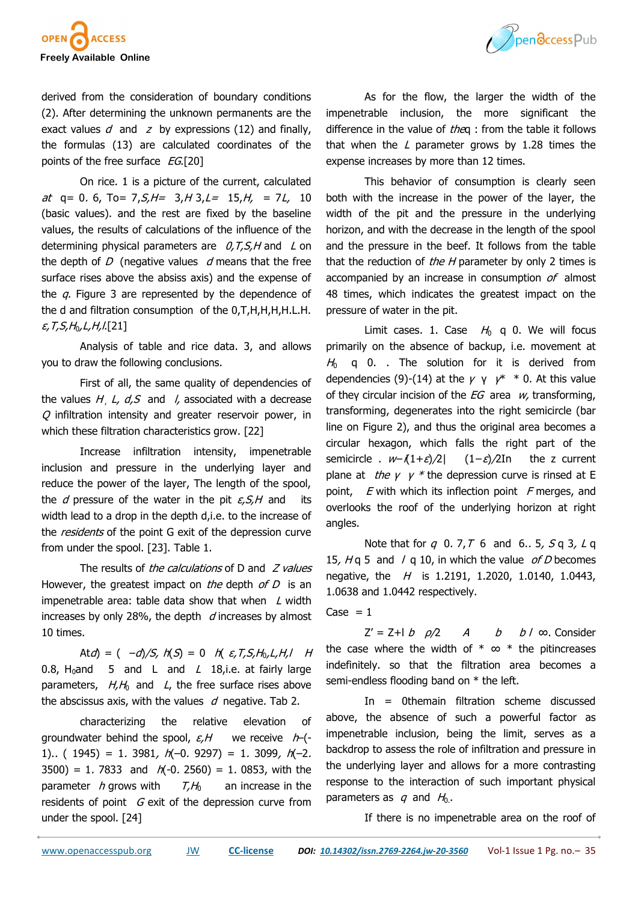derived from the consideration of boundary conditions (2). After determining the unknown permanents are the exact values $d$ and $z$ by expressions (12) and finally, the formulas (13) are calculated coordinates of the points of the free surface $EG$.[20]

On rice. 1 is a picture of the current, calculated *at* q= 0. 6, To= 7,*S,H=* 3,*H* 3,*L=* 15,*H,* = 7*L,* 10 (basic values). and the rest are fixed by the baseline values, the results of calculations of the influence of the determining physical parameters are *0,T,S,H* and *L* on the depth of *D* (negative values *d* means that the free surface rises above the absiss axis) and the expense of the *q.* Figure 3 are represented by the dependence of the d and filtration consumption of the 0,T,H,H,H,H.L.H. $\varepsilon,T,S,H_0,L,H,l$.[21]

Analysis of table and rice data. 3, and allows you to draw the following conclusions.

First of all, the same quality of dependencies of the values *H*, *L, d,S* and *l*, associated with a decrease *Q* infiltration intensity and greater reservoir power, in which these filtration characteristics grow. [22]

Increase infiltration intensity, impenetrable inclusion and pressure in the underlying layer and reduce the power of the layer, The length of the spool, the *d* pressure of the water in the pit $\varepsilon,S,H$ and its width lead to a drop in the depth d,i.e. to the increase of the *residents* of the point G exit of the depression curve from under the spool. [23]. Table 1.

The results of *the calculations* of D and *Z values* However, the greatest impact on *the* depth *of D* is an impenetrable area: table data show that when *L* width increases by only 28%, the depth *d* increases by almost 10 times.

At*d*) = ( −*d*)/*S*, *h*(*S*) = 0 *h*( $\varepsilon,T,S,H_0,L,H,l$ *H* 0.8, $H_0$and 5 and L and *L* 18,i.e. at fairly large parameters, $H,H_0$ and *L*, the free surface rises above the abscissus axis, with the values *d* negative. Tab 2.

characterizing the relative elevation of groundwater behind the spool, $\varepsilon,H$ we receive *h*–(-1).. ( 1945) = 1. 3981*, h*(–0. 9297) = 1. 3099*, h*(–2. 3500) = 1. 7833 and *h*(-0. 2560) = 1. 0853, with the parameter *h* grows with $T,H_0$ an increase in the residents of point *G* exit of the depression curve from under the spool. [24]

As for the flow, the larger the width of the impenetrable inclusion, the more significant the difference in the value of *the*q : from the table it follows that when the *L* parameter grows by 1.28 times the expense increases by more than 12 times.

This behavior of consumption is clearly seen both with the increase in the power of the layer, the width of the pit and the pressure in the underlying horizon, and with the decrease in the length of the spool and the pressure in the beef. It follows from the table that the reduction of *the H* parameter by only 2 times is accompanied by an increase in consumption *of* almost 48 times, which indicates the greatest impact on the pressure of water in the pit.

Limit cases. 1. Case $H_0$ q 0. We will focus primarily on the absence of backup, i.e. movement at $H_0$ q 0. . The solution for it is derived from dependencies (9)-(14) at the $\gamma$ γ $\gamma$* * 0. At this value of they circular incision of the *EG* area *w,* transforming, transforming, degenerates into the right semicircle (bar line on Figure 2), and thus the original area becomes a circular hexagon, which falls the right part of the semicircle . *w*–*i*(1+$\varepsilon$)/2| (1−$\varepsilon$)/2In the z current plane at *the* $\gamma$ $\gamma$ * the depression curve is rinsed at E point, *E* with which its inflection point *F* merges, and overlooks the roof of the underlying horizon at right angles.

Note that for *q* 0. 7,*T* 6 and 6.. 5, *S* q 3, *L* q 15, *H* q 5 and *l* q 10, in which the value *of D* becomes negative, the *H* is 1.2191, 1.2020, 1.0140, 1.0443, 1.0638 and 1.0442 respectively.

Case = 1

Z' = Z+I *b* $\rho$/2 *A* *b* *b* / ∞. Consider the case where the width of * ∞ * the pitincreases indefinitely. so that the filtration area becomes a semi-endless flooding band on * the left.

In = 0themain filtration scheme discussed above, the absence of such a powerful factor as impenetrable inclusion, being the limit, serves as a backdrop to assess the role of infiltration and pressure in the underlying layer and allows for a more contrasting response to the interaction of such important physical parameters as *q* and $H_0$.

If there is no impenetrable area on the roof of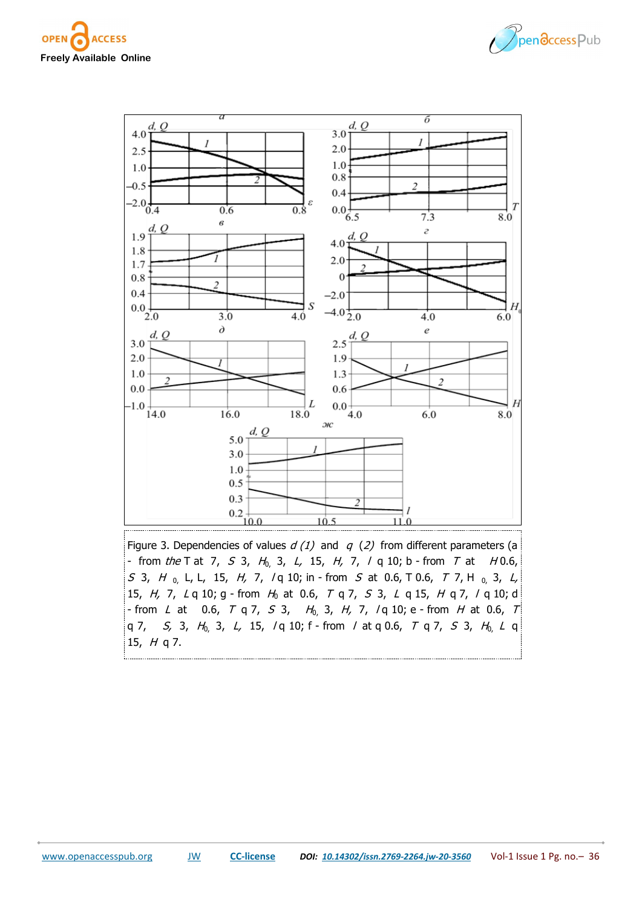Figure 3. Dependencies of values *d (1)* and *q (2)* from different parameters (a - from *the* T at 7, *S* 3, $H_0$, 3, *L,* 15, *H,* 7, *l* q 10; b - from *T* at *H* 0.6, *S* 3, *H* $_0$, L, L, 15, *H,* 7, *l* q 10; in - from *S* at 0.6, T 0.6, *T* 7, H $_0$, 3, *L,* 15, *H,* 7, *L* q 10; g - from $H_0$ at 0.6, *T* q 7, *S* 3, *L* q 15, *H* q 7, *l* q 10; d - from *L* at 0.6, *T* q 7, *S* 3, $H_0$, 3, *H,* 7, *l* q 10; e - from *H* at 0.6, *T* q 7, *S,* 3, $H_0$, 3, *L,* 15, *l* q 10; f - from *l* at q 0.6, *T* q 7, *S* 3, $H_0$, *L* q 15, *H* q 7.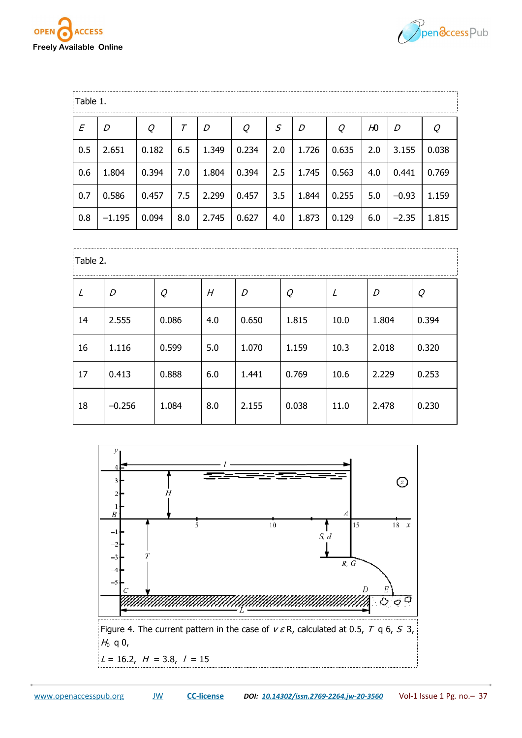Table 1.

| $E$ | $D$ | $Q$ | $T$ | $D$ | $Q$ | $S$ | $D$ | $Q$ | $H0$ | $D$ | $Q$ |
|---|---|---|---|---|---|---|---|---|---|---|---|
| 0.5 | 2.651 | 0.182 | 6.5 | 1.349 | 0.234 | 2.0 | 1.726 | 0.635 | 2.0 | 3.155 | 0.038 |
| 0.6 | 1.804 | 0.394 | 7.0 | 1.804 | 0.394 | 2.5 | 1.745 | 0.563 | 4.0 | 0.441 | 0.769 |
| 0.7 | 0.586 | 0.457 | 7.5 | 2.299 | 0.457 | 3.5 | 1.844 | 0.255 | 5.0 | −0.93 | 1.159 |
| 0.8 | −1.195 | 0.094 | 8.0 | 2.745 | 0.627 | 4.0 | 1.873 | 0.129 | 6.0 | −2.35 | 1.815 |

Table 2.

| $L$ | $D$ | $Q$ | $H$ | $D$ | $Q$ | $L$ | $D$ | $Q$ |
|---|---|---|---|---|---|---|---|---|
| 14 | 2.555 | 0.086 | 4.0 | 0.650 | 1.815 | 10.0 | 1.804 | 0.394 |
| 16 | 1.116 | 0.599 | 5.0 | 1.070 | 1.159 | 10.3 | 2.018 | 0.320 |
| 17 | 0.413 | 0.888 | 6.0 | 1.441 | 0.769 | 10.6 | 2.229 | 0.253 |
| 18 | −0.256 | 1.084 | 8.0 | 2.155 | 0.038 | 11.0 | 2.478 | 0.230 |

Figure 4. The current pattern in the case of $v \varepsilon$ R, calculated at 0.5, $T$ q 6, $S$ 3, $H_0$ q 0,

$L$ = 16.2, $H$ = 3.8, $l$ = 15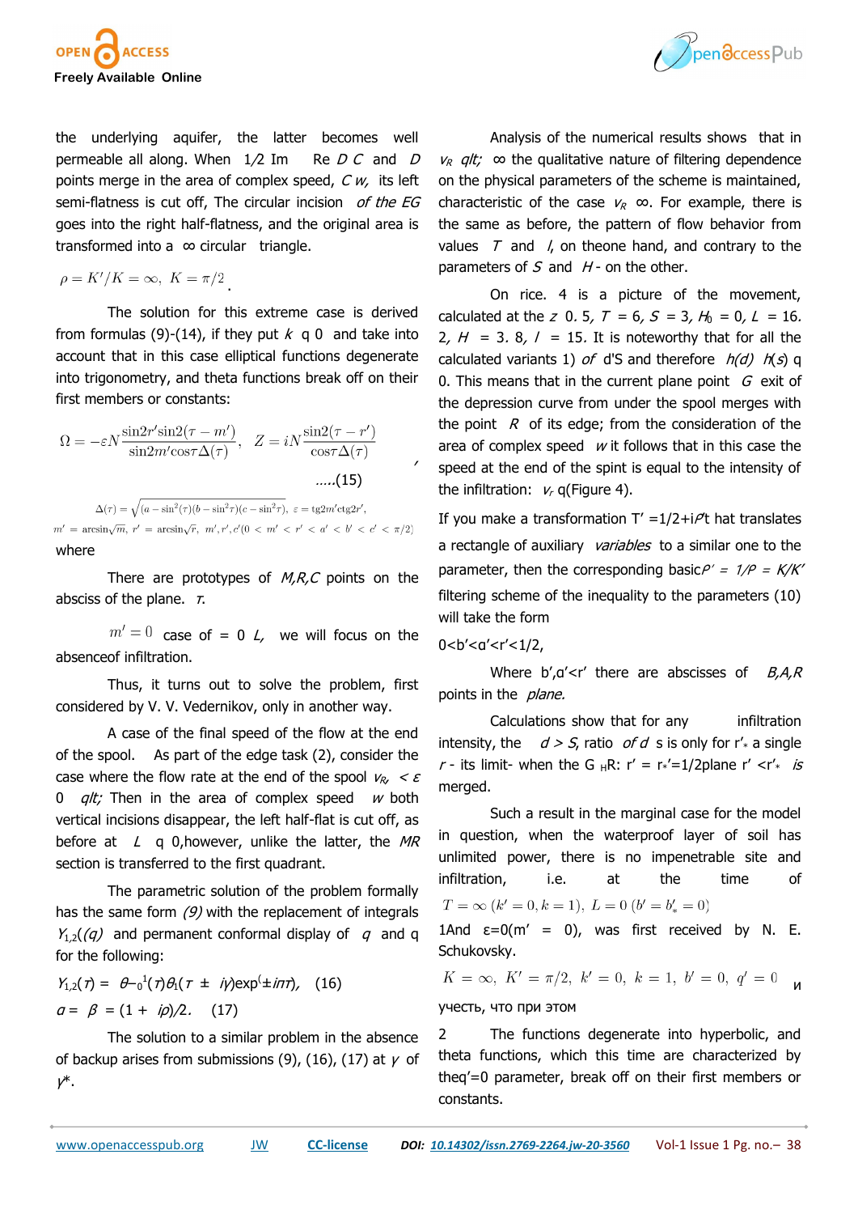the underlying aquifer, the latter becomes well permeable all along. When 1/2 Im Re $D$ $C$ and $D$ points merge in the area of complex speed, $C$ $w$, its left semi-flatness is cut off, The circular incision *of the EG* goes into the right half-flatness, and the original area is transformed into a ∞ circular triangle.

$$\rho = K'/K = \infty, \ K = \pi/2$$.

The solution for this extreme case is derived from formulas (9)-(14), if they put $k$ q 0 and take into account that in this case elliptical functions degenerate into trigonometry, and theta functions break off on their first members or constants:

$$\Omega = -\varepsilon N \frac{\sin 2r' \sin 2(\tau - m')}{\sin 2m' \cos\tau \Delta(\tau)}, \quad Z = iN \frac{\sin 2(\tau - r')}{\cos\tau \Delta(\tau)} \qquad \text{.....(15)}$$

$$\Delta(\tau) = \sqrt{(a - \sin^2(\tau)(b - \sin^2\tau)(c - \sin^2\tau)}, \ \varepsilon = \mathrm{tg}2m'\mathrm{ctg}2r',$$

$m' = \arcsin\sqrt{m}, \ r' = \arcsin\sqrt{r}, \ m', r', c'(0 < m' < r' < a' < b' < c' < \pi/2)$

where

There are prototypes of *M,R,C* points on the abscis of the plane. $\tau$.

$m' = 0$ case of = 0 $L$, we will focus on the absenceof infiltration.

Thus, it turns out to solve the problem, first considered by V. V. Vedernikov, only in another way.

A case of the final speed of the flow at the end of the spool. As part of the edge task (2), consider the case where the flow rate at the end of the spool $v_R$, < $\varepsilon$ 0 *qlt;* Then in the area of complex speed $w$ both vertical incisions disappear, the left half-flat is cut off, as before at $L$ q 0,however, unlike the latter, the *MR* section is transferred to the first quadrant.

The parametric solution of the problem formally has the same form *(9)* with the replacement of integrals $Y_{1,2}((q)$ and permanent conformal display of $q$ and q for the following:

$Y_{1,2}(\tau) = \theta_{-0}^{1}(\tau)\theta_1(\tau \pm i\gamma)\exp(\pm i\pi\tau)$, (16)

$\alpha = \beta = (1 + i\rho)/2$. (17)

The solution to a similar problem in the absence of backup arises from submissions (9), (16), (17) at $\gamma$ of $\gamma^*$.

Analysis of the numerical results shows that in $v_R$ *qlt;* ∞ the qualitative nature of filtering dependence on the physical parameters of the scheme is maintained, characteristic of the case $v_R$ ∞. For example, there is the same as before, the pattern of flow behavior from values $T$ and $l$, on theone hand, and contrary to the parameters of $S$ and $H$ - on the other.

On rice. 4 is a picture of the movement, calculated at the $z$ 0. 5, $T$ = 6, $S$ = 3, $H_0$ = 0, $L$ = 16. 2, $H$ = 3. 8, $l$ = 15. It is noteworthy that for all the calculated variants 1) *of* d'S and therefore $h(d)$ $h(s)$ q 0. This means that in the current plane point $G$ exit of the depression curve from under the spool merges with the point $R$ of its edge; from the consideration of the area of complex speed $w$ it follows that in this case the speed at the end of the spint is equal to the intensity of the infiltration: $v_r$ q(Figure 4).

If you make a transformation T′ =1/2+i$\rho$′t hat translates a rectangle of auxiliary *variables* to a similar one to the parameter, then the corresponding basic$\rho' = 1/\rho = K/K'$ filtering scheme of the inequality to the parameters (10) will take the form

0<b′<a′<r′<1/2,

Where b′,a′<r′ there are abscisses of *B,A,R* points in the *plane.*

Calculations show that for any infiltration intensity, the $d > S$, ratio *of* $d$ s is only for r′* a single $r$ - its limit- when the G $_H$R: r′ = r*′=1/2plane r′ <r′* *is* merged.

Such a result in the marginal case for the model in question, when the waterproof layer of soil has unlimited power, there is no impenetrable site and infiltration, i.e. at the time of

$T = \infty \ (k' = 0, k = 1), \ L = 0 \ (b' = b'_* = 0)$

1And ε=0(m′ = 0), was first received by N. E. Schukovsky.

$K = \infty, \ K' = \pi/2, \ k' = 0, \ k = 1, \ b' = 0, \ q' = 0$ и учесть, что при этом

2 The functions degenerate into hyperbolic, and theta functions, which this time are characterized by theq′=0 parameter, break off on their first members or constants.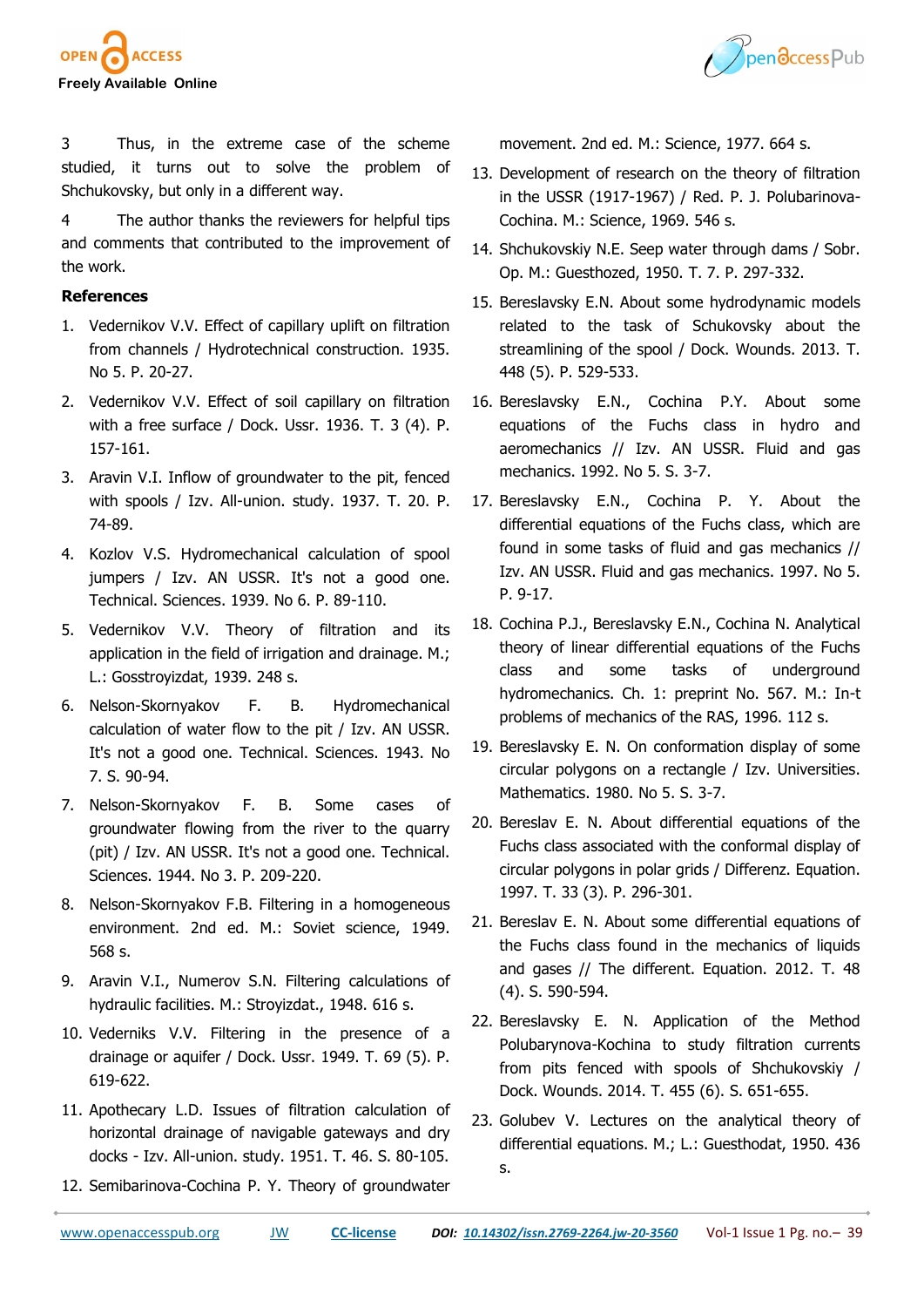3 Thus, in the extreme case of the scheme studied, it turns out to solve the problem of Shchukovsky, but only in a different way.

4 The author thanks the reviewers for helpful tips and comments that contributed to the improvement of the work.

## References

1. Vedernikov V.V. Effect of capillary uplift on filtration from channels / Hydrotechnical construction. 1935. No 5. P. 20-27.
2. Vedernikov V.V. Effect of soil capillary on filtration with a free surface / Dock. Ussr. 1936. T. 3 (4). P. 157-161.
3. Aravin V.I. Inflow of groundwater to the pit, fenced with spools / Izv. All-union. study. 1937. T. 20. P. 74-89.
4. Kozlov V.S. Hydromechanical calculation of spool jumpers / Izv. AN USSR. It's not a good one. Technical. Sciences. 1939. No 6. P. 89-110.
5. Vedernikov V.V. Theory of filtration and its application in the field of irrigation and drainage. M.; L.: Gosstroyizdat, 1939. 248 s.
6. Nelson-Skornyakov F. B. Hydromechanical calculation of water flow to the pit / Izv. AN USSR. It's not a good one. Technical. Sciences. 1943. No 7. S. 90-94.
7. Nelson-Skornyakov F. B. Some cases of groundwater flowing from the river to the quarry (pit) / Izv. AN USSR. It's not a good one. Technical. Sciences. 1944. No 3. P. 209-220.
8. Nelson-Skornyakov F.B. Filtering in a homogeneous environment. 2nd ed. M.: Soviet science, 1949. 568 s.
9. Aravin V.I., Numerov S.N. Filtering calculations of hydraulic facilities. M.: Stroyizdat., 1948. 616 s.
10. Vederniks V.V. Filtering in the presence of a drainage or aquifer / Dock. Ussr. 1949. T. 69 (5). P. 619-622.
11. Apothecary L.D. Issues of filtration calculation of horizontal drainage of navigable gateways and dry docks - Izv. All-union. study. 1951. T. 46. S. 80-105.
12. Semibarinova-Cochina P. Y. Theory of groundwater movement. 2nd ed. M.: Science, 1977. 664 s.
13. Development of research on the theory of filtration in the USSR (1917-1967) / Red. P. J. Polubarinova-Cochina. M.: Science, 1969. 546 s.
14. Shchukovskiy N.E. Seep water through dams / Sobr. Op. M.: Guesthozed, 1950. T. 7. P. 297-332.
15. Bereslavsky E.N. About some hydrodynamic models related to the task of Schukovsky about the streamlining of the spool / Dock. Wounds. 2013. T. 448 (5). P. 529-533.
16. Bereslavsky E.N., Cochina P.Y. About some equations of the Fuchs class in hydro and aeromechanics // Izv. AN USSR. Fluid and gas mechanics. 1992. No 5. S. 3-7.
17. Bereslavsky E.N., Cochina P. Y. About the differential equations of the Fuchs class, which are found in some tasks of fluid and gas mechanics // Izv. AN USSR. Fluid and gas mechanics. 1997. No 5. P. 9-17.
18. Cochina P.J., Bereslavsky E.N., Cochina N. Analytical theory of linear differential equations of the Fuchs class and some tasks of underground hydromechanics. Ch. 1: preprint No. 567. M.: In-t problems of mechanics of the RAS, 1996. 112 s.
19. Bereslavsky E. N. On conformation display of some circular polygons on a rectangle / Izv. Universities. Mathematics. 1980. No 5. S. 3-7.
20. Bereslav E. N. About differential equations of the Fuchs class associated with the conformal display of circular polygons in polar grids / Differenz. Equation. 1997. T. 33 (3). P. 296-301.
21. Bereslav E. N. About some differential equations of the Fuchs class found in the mechanics of liquids and gases // The different. Equation. 2012. T. 48 (4). S. 590-594.
22. Bereslavsky E. N. Application of the Method Polubarynova-Kochina to study filtration currents from pits fenced with spools of Shchukovskiy / Dock. Wounds. 2014. T. 455 (6). S. 651-655.
23. Golubev V. Lectures on the analytical theory of differential equations. M.; L.: Guesthodat, 1950. 436 s.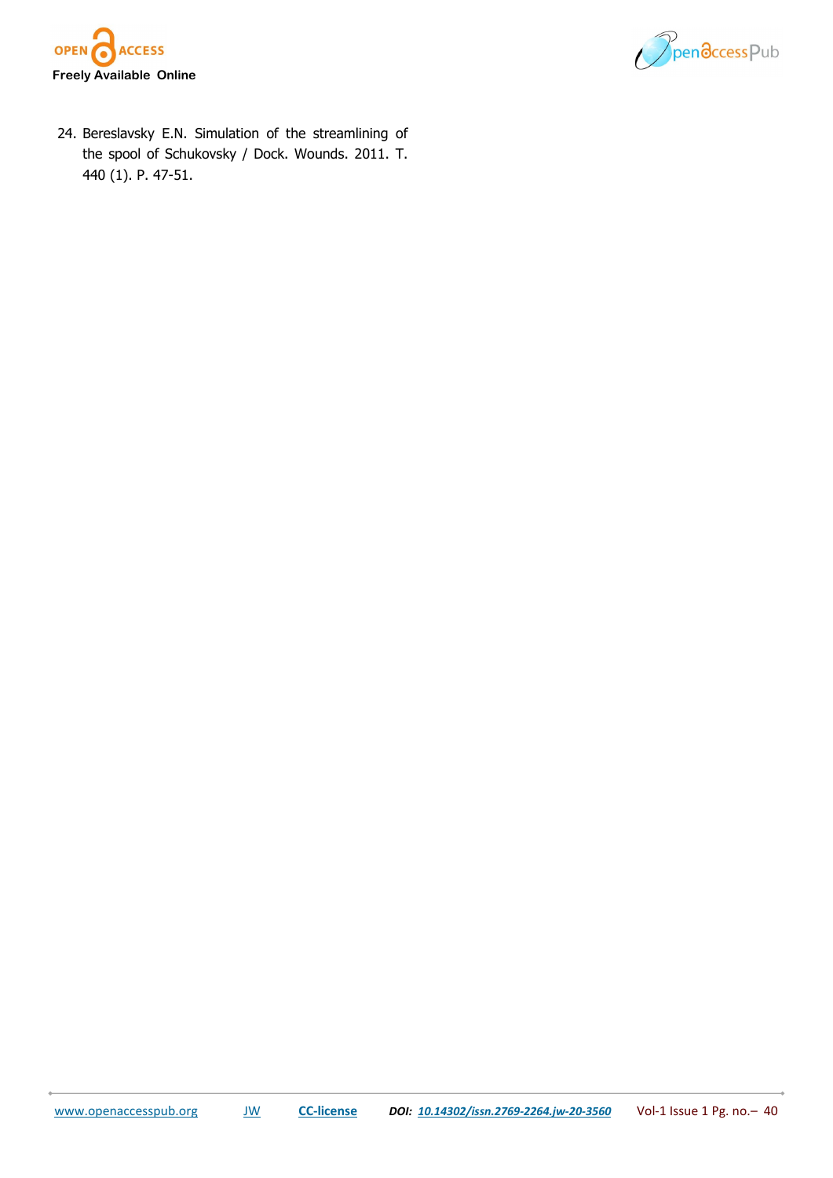24. Bereslavsky E.N. Simulation of the streamlining of the spool of Schukovsky / Dock. Wounds. 2011. T. 440 (1). P. 47-51.